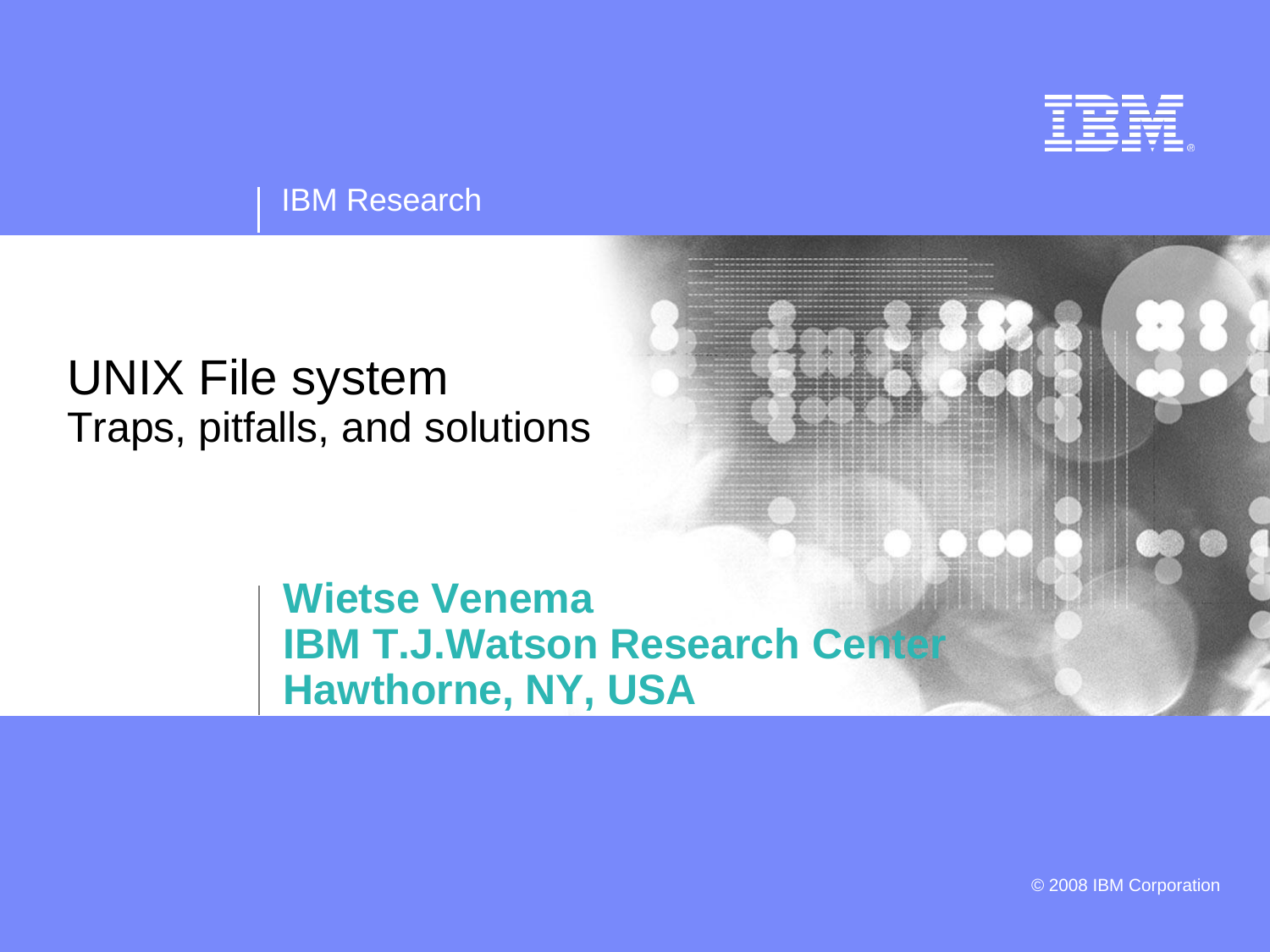IBM Research

# UNIX File system

## Traps, pitfalls, and solutions

**Wietse Venema**
**IBM T.J.Watson Research Center**
**Hawthorne, NY, USA**

© 2008 IBM Corporation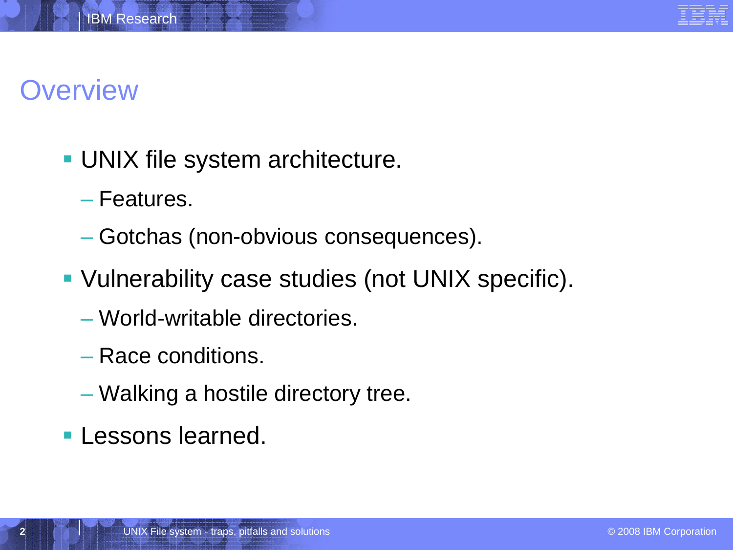# Overview

- UNIX file system architecture.
  - Features.
  - Gotchas (non-obvious consequences).
- Vulnerability case studies (not UNIX specific).
  - World-writable directories.
  - Race conditions.
  - Walking a hostile directory tree.
- Lessons learned.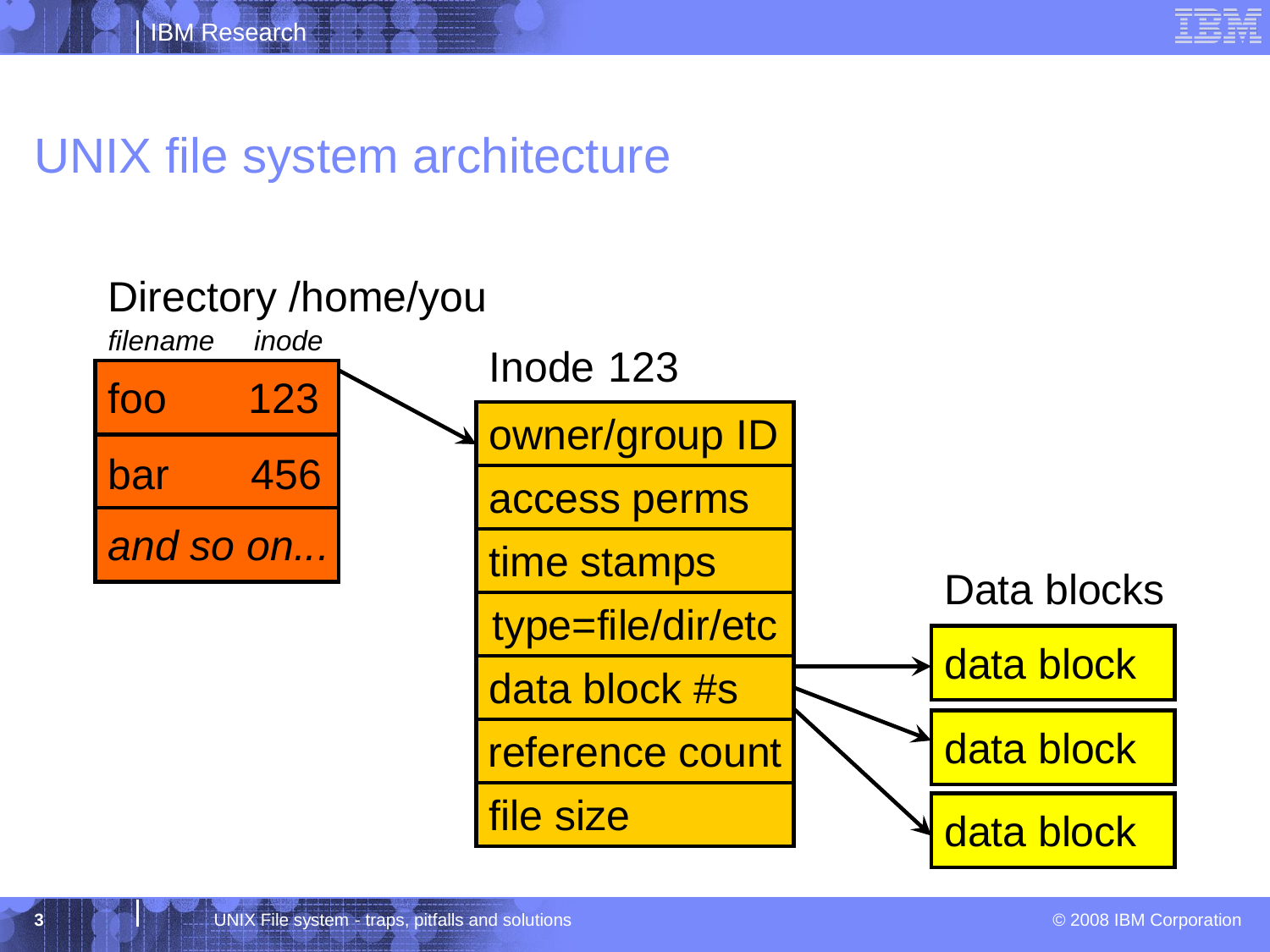# UNIX file system architecture

Directory /home/you

| *filename* | *inode* |
|---|---|
| foo | 123 |
| bar | 456 |
| *and so on...* | |

Inode 123

- owner/group ID
- access perms
- time stamps
- type=file/dir/etc
- data block #s
- reference count
- file size

Data blocks

- data block
- data block
- data block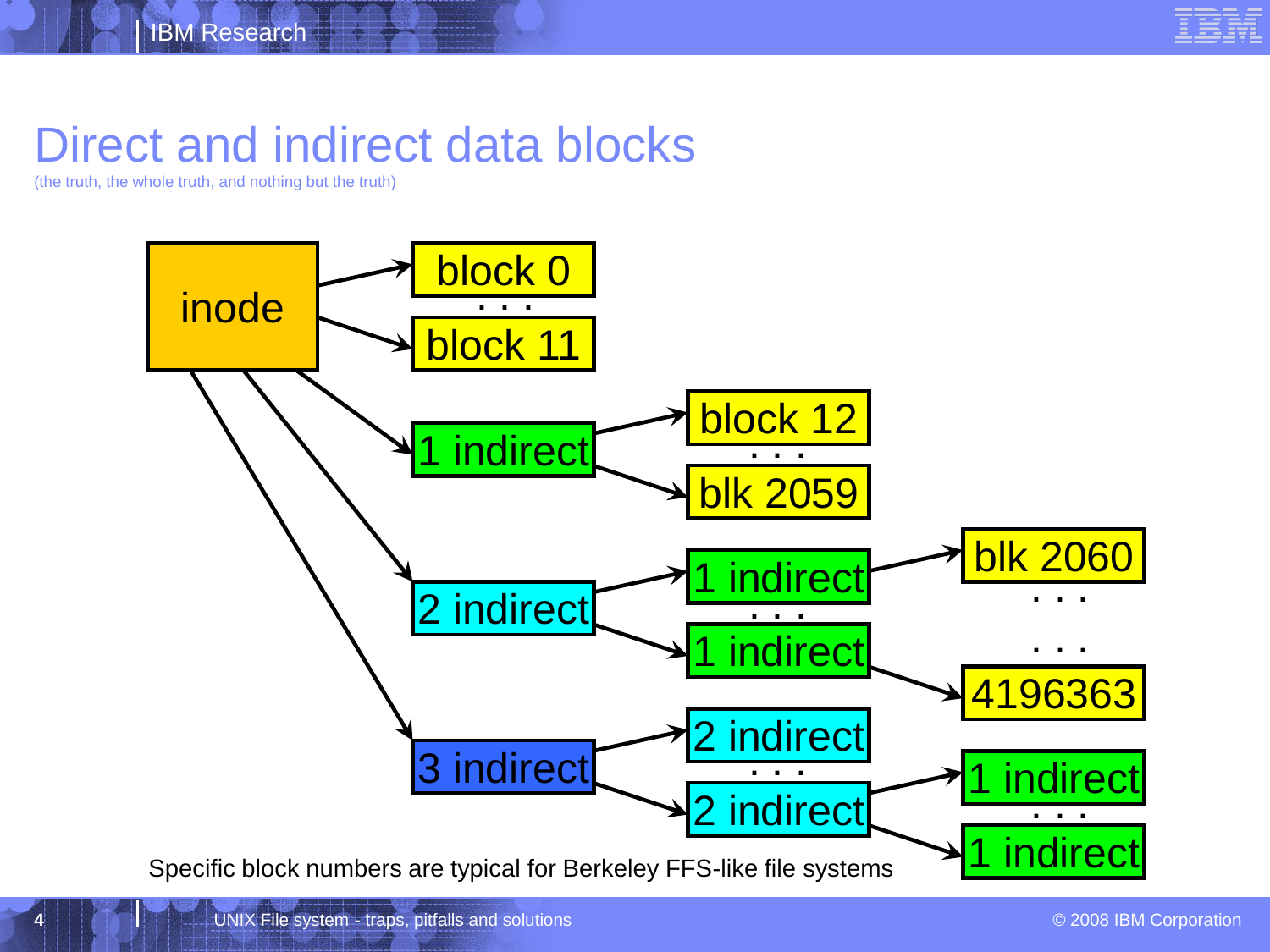# Direct and indirect data blocks

(the truth, the whole truth, and nothing but the truth)

inode

block 0

. . .

block 11

1 indirect

block 12

. . .

blk 2059

2 indirect

1 indirect

. . .

1 indirect

blk 2060

. . .

. . .

4196363

3 indirect

2 indirect

. . .

2 indirect

1 indirect

. . .

1 indirect

Specific block numbers are typical for Berkeley FFS-like file systems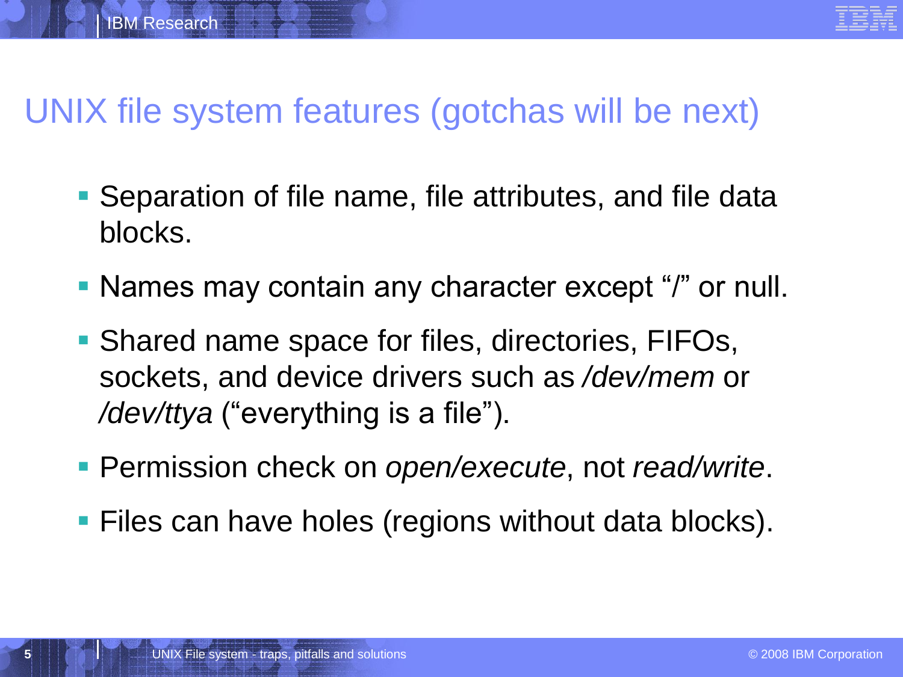# UNIX file system features (gotchas will be next)

- Separation of file name, file attributes, and file data blocks.
- Names may contain any character except “/” or null.
- Shared name space for files, directories, FIFOs, sockets, and device drivers such as */dev/mem* or */dev/ttya* (“everything is a file”).
- Permission check on *open/execute*, not *read/write*.
- Files can have holes (regions without data blocks).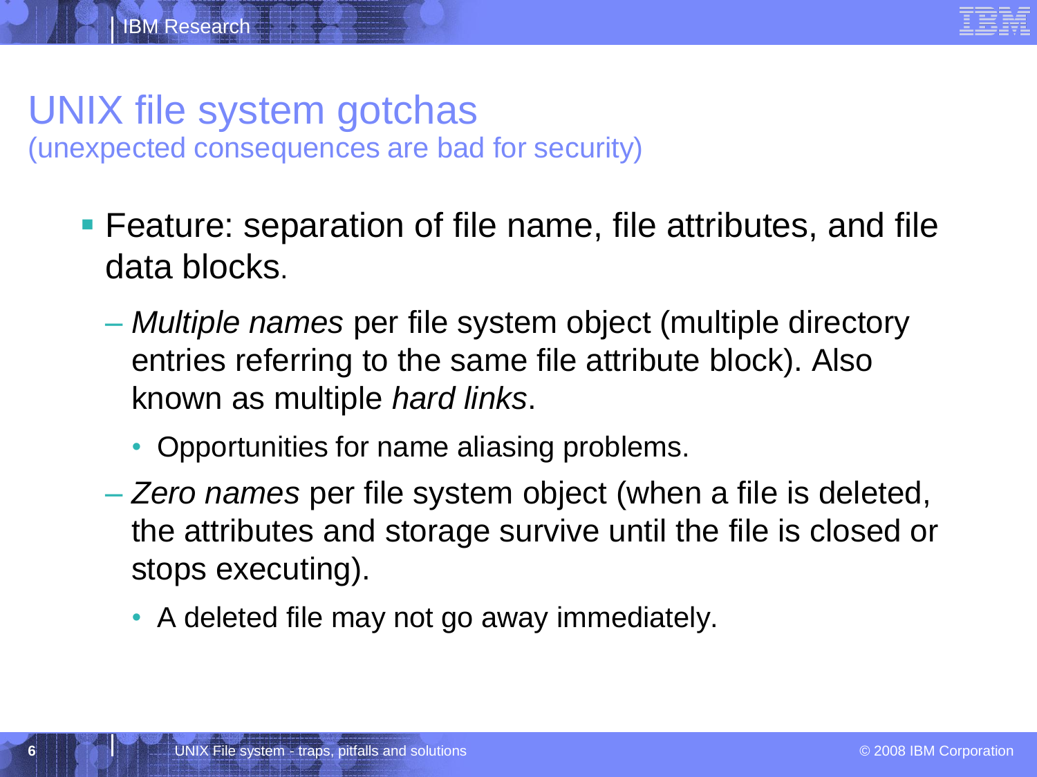# UNIX file system gotchas
(unexpected consequences are bad for security)

- Feature: separation of file name, file attributes, and file data blocks.
  - *Multiple names* per file system object (multiple directory entries referring to the same file attribute block). Also known as multiple *hard links*.
    - Opportunities for name aliasing problems.
  - *Zero names* per file system object (when a file is deleted, the attributes and storage survive until the file is closed or stops executing).
    - A deleted file may not go away immediately.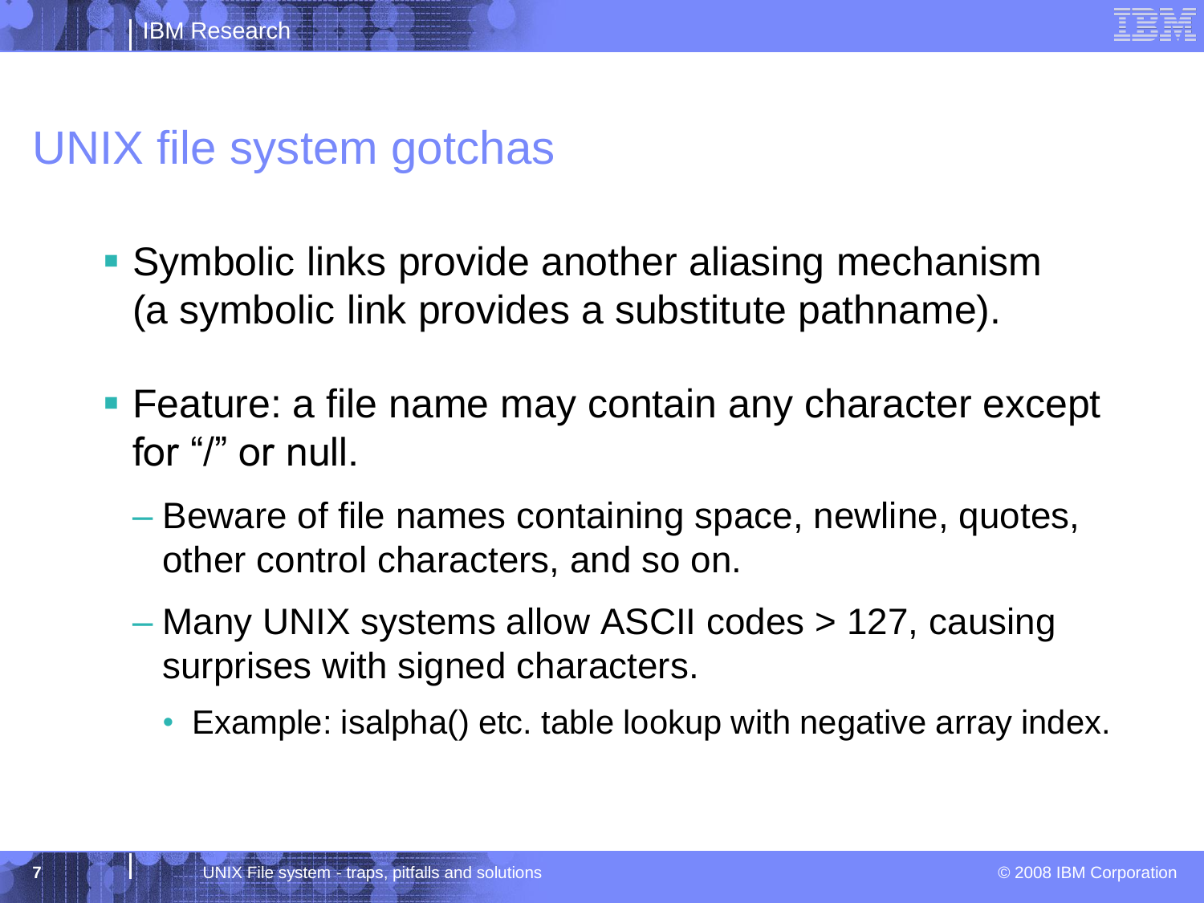# UNIX file system gotchas

- Symbolic links provide another aliasing mechanism (a symbolic link provides a substitute pathname).
- Feature: a file name may contain any character except for “/” or null.
  - Beware of file names containing space, newline, quotes, other control characters, and so on.
  - Many UNIX systems allow ASCII codes > 127, causing surprises with signed characters.
    - Example: isalpha() etc. table lookup with negative array index.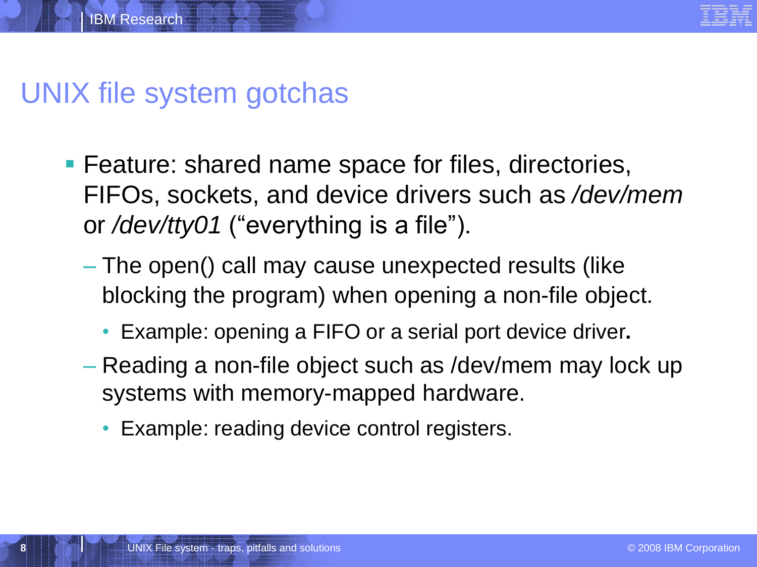# UNIX file system gotchas

- Feature: shared name space for files, directories, FIFOs, sockets, and device drivers such as */dev/mem* or */dev/tty01* ("everything is a file").
  - The open() call may cause unexpected results (like blocking the program) when opening a non-file object.
    - Example: opening a FIFO or a serial port device driver**.**
  - Reading a non-file object such as /dev/mem may lock up systems with memory-mapped hardware.
    - Example: reading device control registers.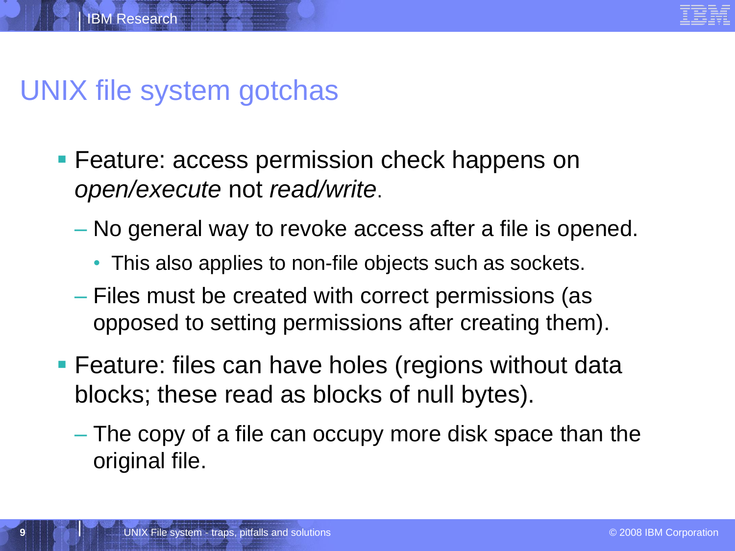# UNIX file system gotchas

- Feature: access permission check happens on *open/execute* not *read/write*.
  - No general way to revoke access after a file is opened.
    - This also applies to non-file objects such as sockets.
  - Files must be created with correct permissions (as opposed to setting permissions after creating them).
- Feature: files can have holes (regions without data blocks; these read as blocks of null bytes).
  - The copy of a file can occupy more disk space than the original file.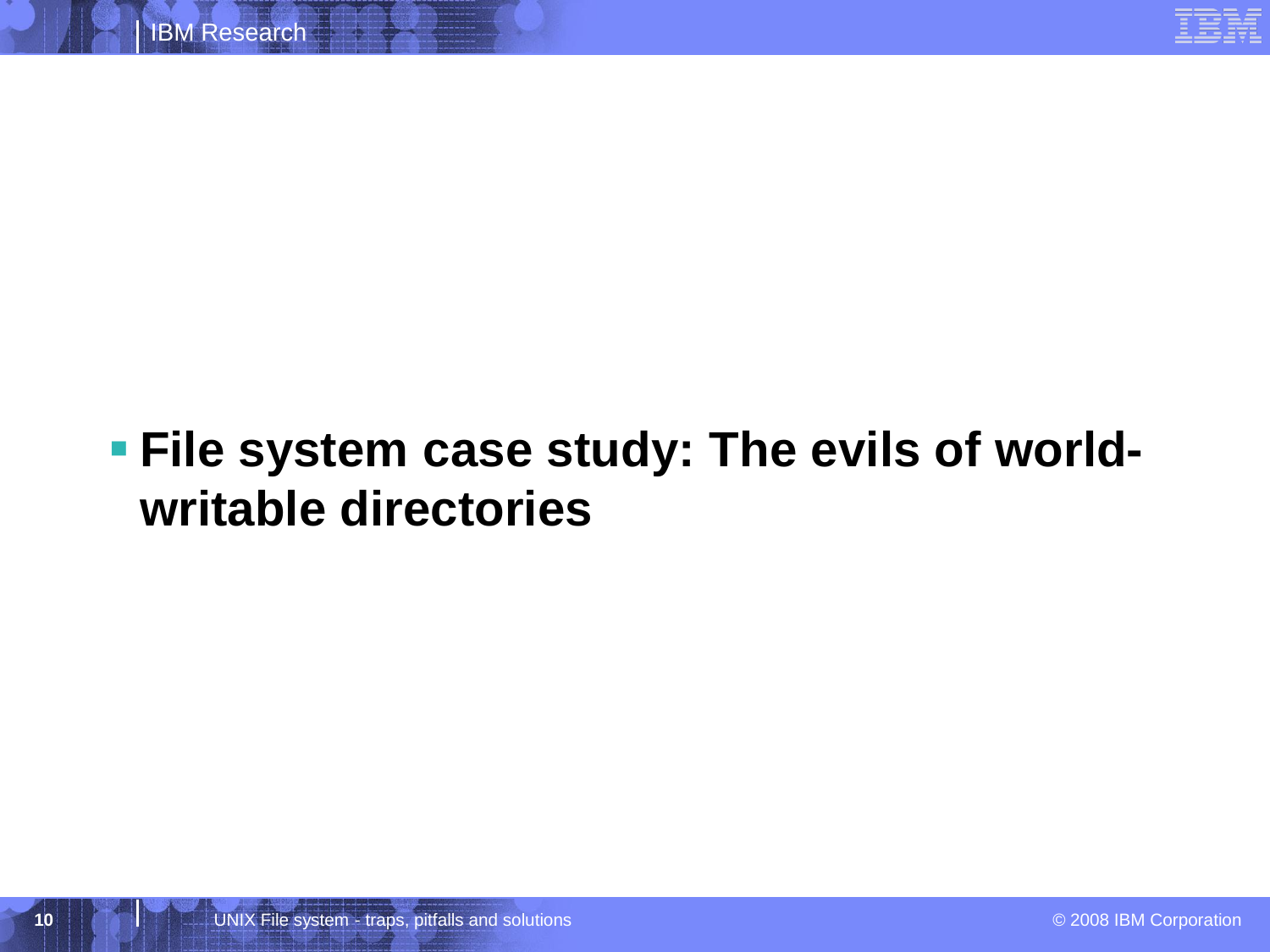- **File system case study: The evils of world-writable directories**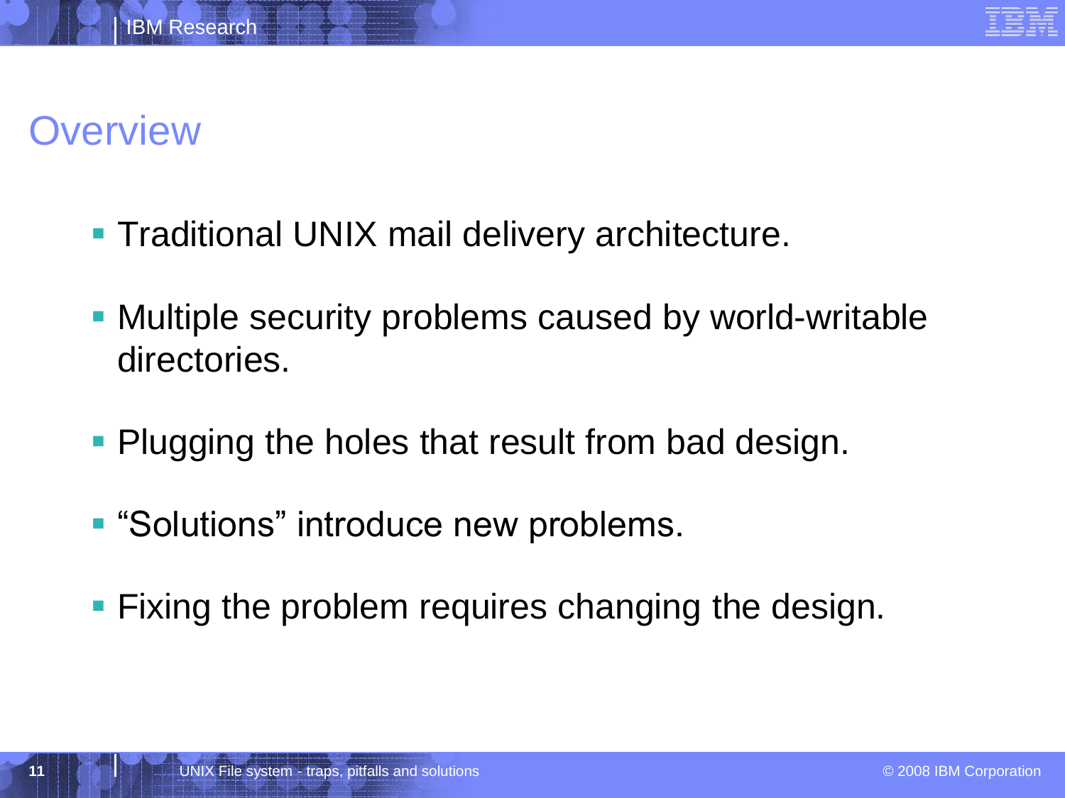# Overview

- Traditional UNIX mail delivery architecture.
- Multiple security problems caused by world-writable directories.
- Plugging the holes that result from bad design.
- “Solutions” introduce new problems.
- Fixing the problem requires changing the design.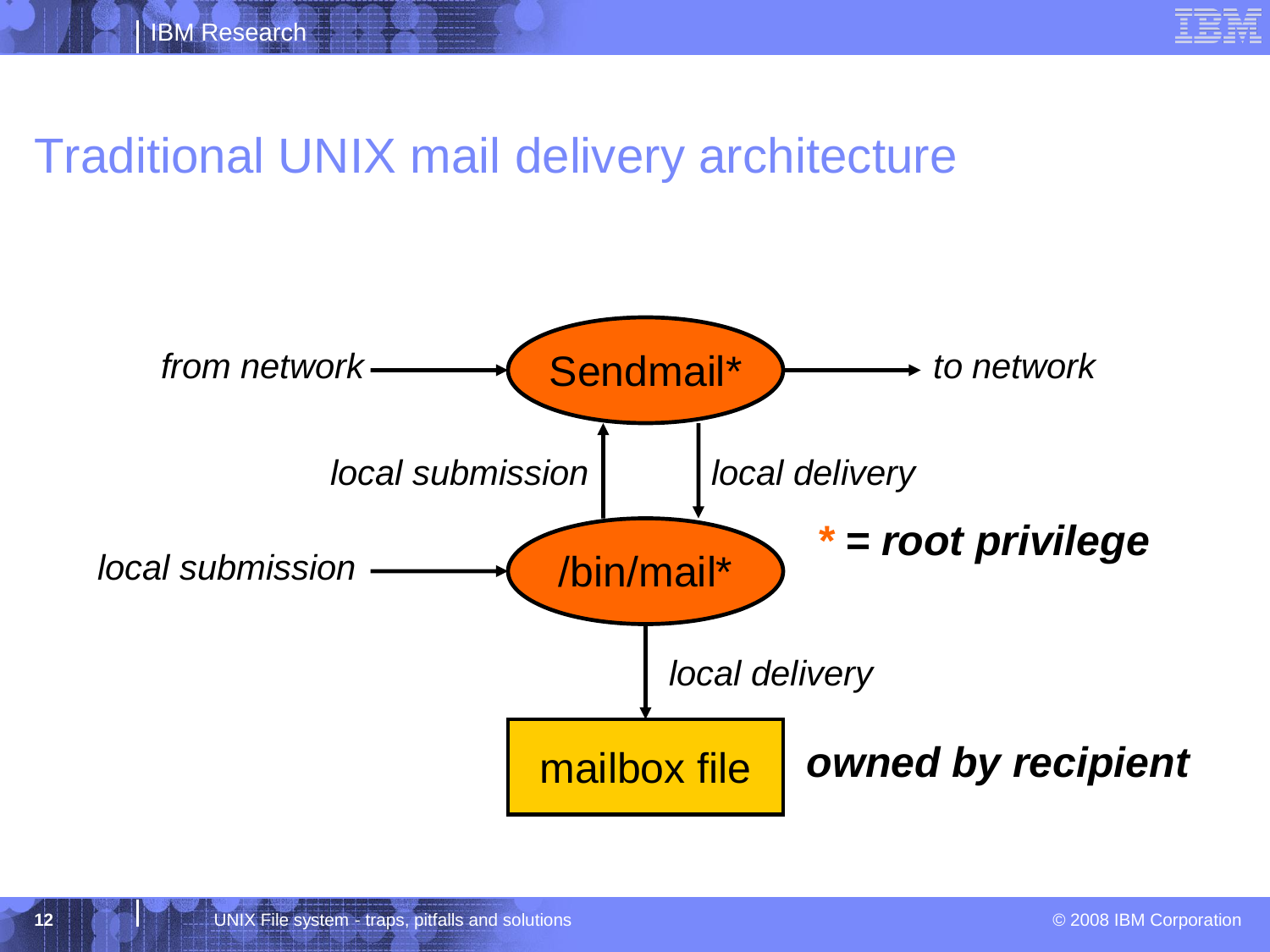# Traditional UNIX mail delivery architecture

*from network* → **Sendmail*** → *to network*

*local submission* (/bin/mail* → Sendmail*)

*local delivery* (Sendmail* → /bin/mail*)

*local submission* → **/bin/mail***

**\* = root privilege**

*local delivery* (/bin/mail* → mailbox file)

**mailbox file** — ***owned by recipient***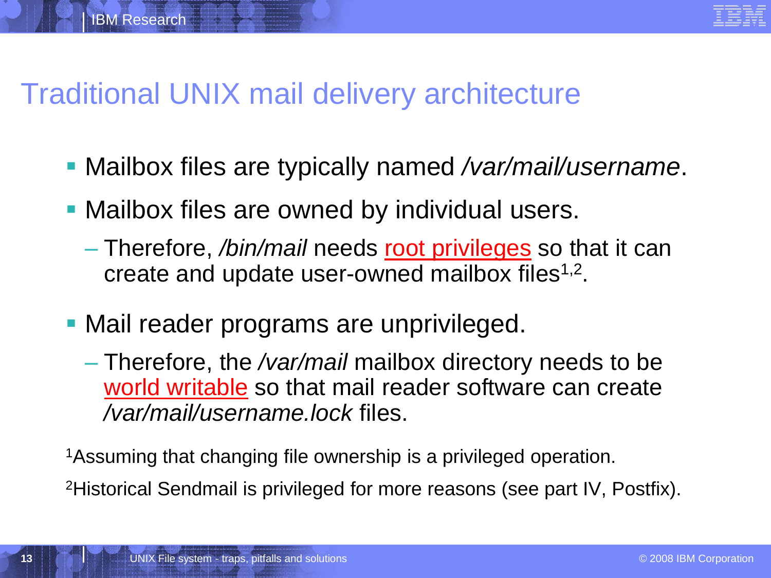# Traditional UNIX mail delivery architecture

- Mailbox files are typically named */var/mail/username*.
- Mailbox files are owned by individual users.
  - Therefore, */bin/mail* needs root privileges so that it can create and update user-owned mailbox files[1,2].
- Mail reader programs are unprivileged.
  - Therefore, the */var/mail* mailbox directory needs to be world writable so that mail reader software can create */var/mail/username.lock* files.

[1]Assuming that changing file ownership is a privileged operation.

[2]Historical Sendmail is privileged for more reasons (see part IV, Postfix).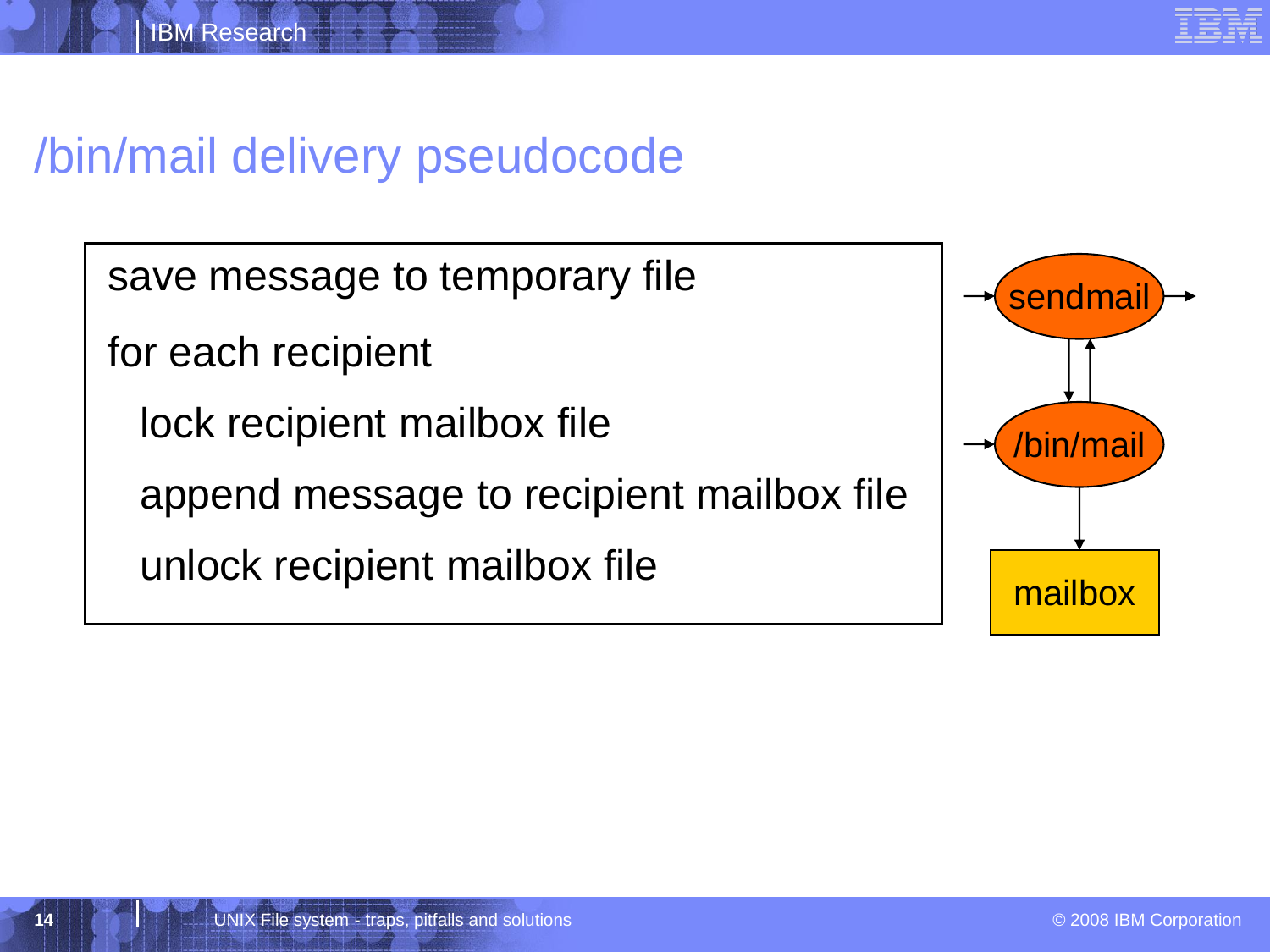# /bin/mail delivery pseudocode

```
save message to temporary file
for each recipient
    lock recipient mailbox file
    append message to recipient mailbox file
    unlock recipient mailbox file
```

sendmail

/bin/mail

mailbox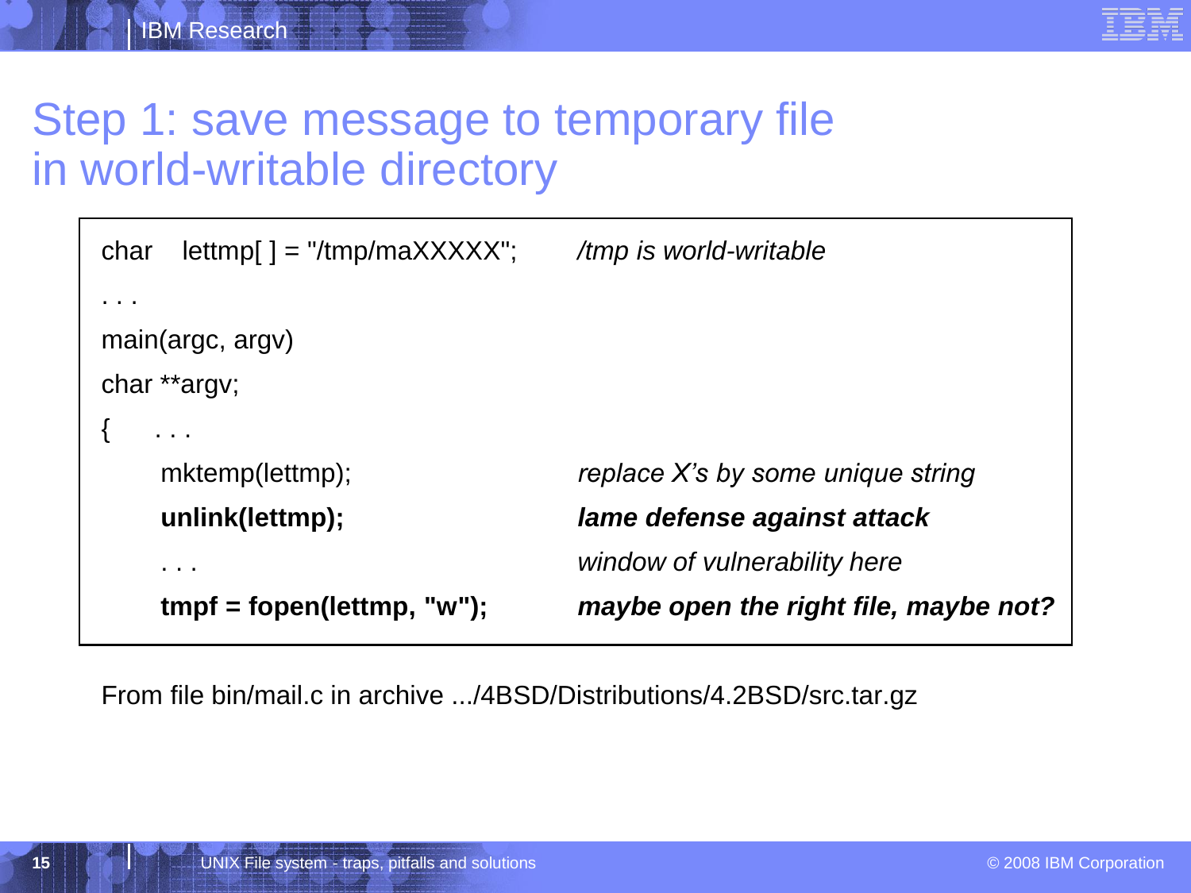# Step 1: save message to temporary file in world-writable directory

| | |
|---|---|
| char    lettmp[ ] = "/tmp/maXXXXX"; | */tmp is world-writable* |
| . . . | |
| main(argc, argv) | |
| char **argv; | |
| {      . . . | |
|       mktemp(lettmp); | *replace X's by some unique string* |
|       **unlink(lettmp);** | ***lame defense against attack*** |
|       . . . | *window of vulnerability here* |
|       **tmpf = fopen(lettmp, "w");** | ***maybe open the right file, maybe not?*** |

From file bin/mail.c in archive .../4BSD/Distributions/4.2BSD/src.tar.gz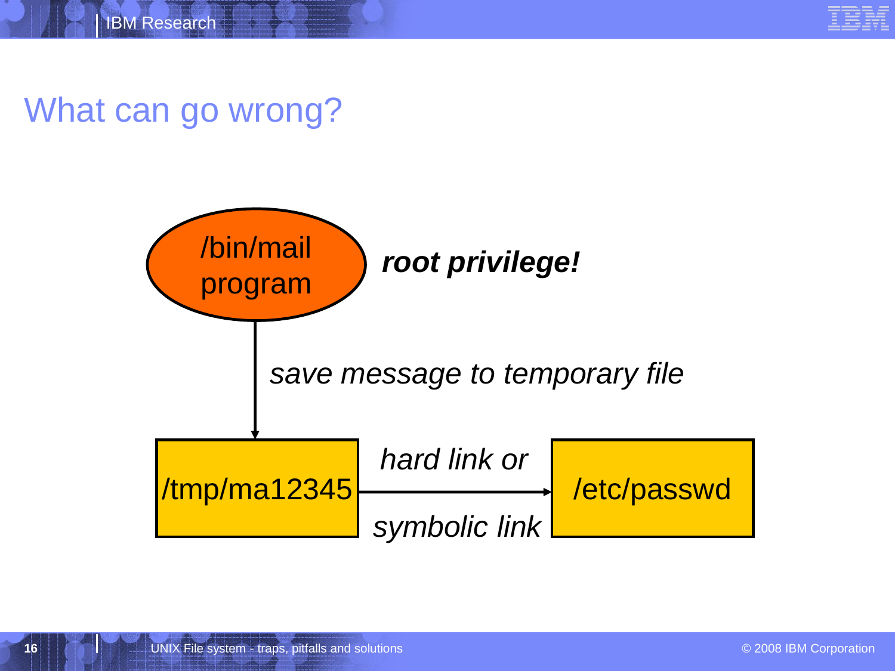# What can go wrong?

/bin/mail program

***root privilege!***

*save message to temporary file*

/tmp/ma12345

*hard link or symbolic link*

/etc/passwd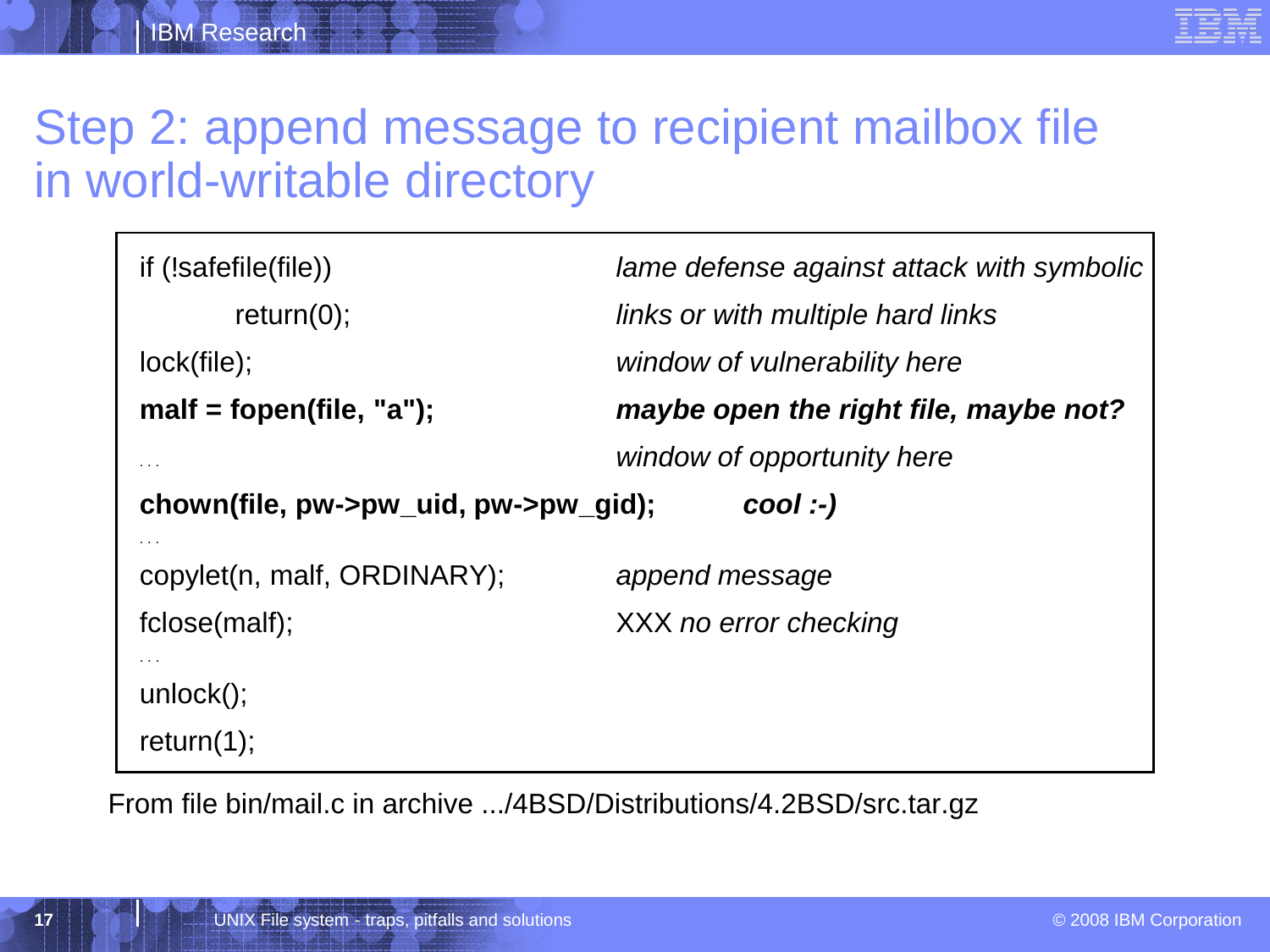# Step 2: append message to recipient mailbox file in world-writable directory

| Code | Comment |
| --- | --- |
| if (!safefile(file)) | *lame defense against attack with symbolic* |
| return(0); | *links or with multiple hard links* |
| lock(file); | *window of vulnerability here* |
| **malf = fopen(file, "a");** | ***maybe open the right file, maybe not?*** |
| . . . | *window of opportunity here* |
| **chown(file, pw->pw_uid, pw->pw_gid);** | ***cool :-)*** |
| . . . | |
| copylet(n, malf, ORDINARY); | *append message* |
| fclose(malf); | XXX *no error checking* |
| . . . | |
| unlock(); | |
| return(1); | |

From file bin/mail.c in archive .../4BSD/Distributions/4.2BSD/src.tar.gz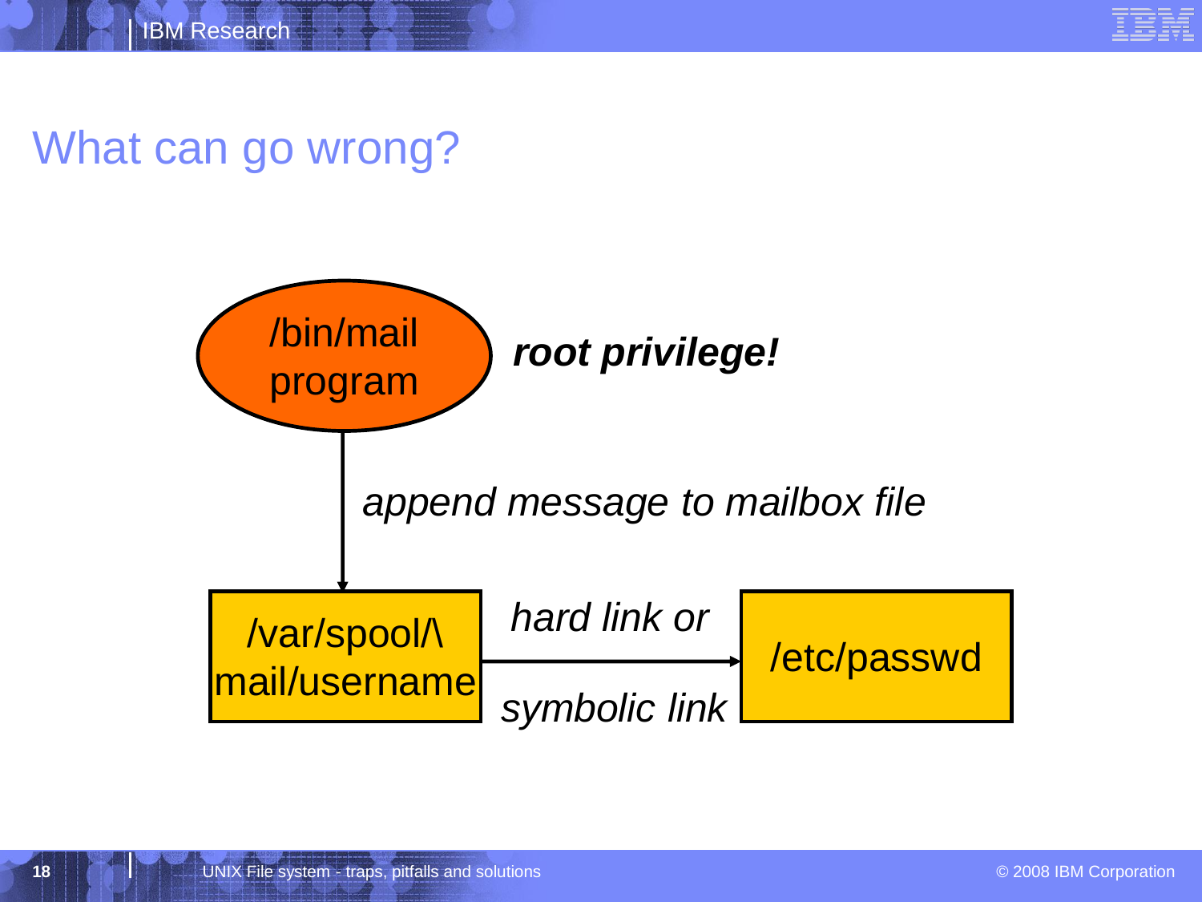# What can go wrong?

/bin/mail program

***root privilege!***

*append message to mailbox file*

/var/spool/\ mail/username

*hard link or symbolic link*

/etc/passwd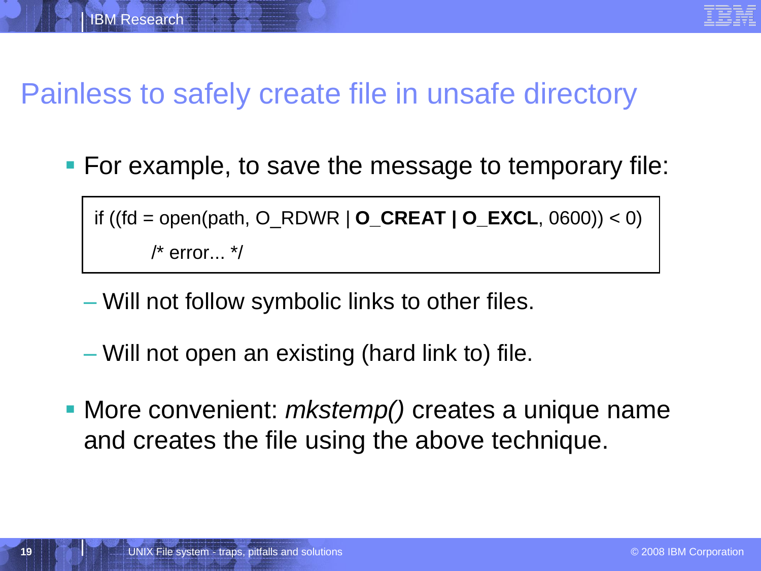# Painless to safely create file in unsafe directory

- For example, to save the message to temporary file:

```
if ((fd = open(path, O_RDWR | O_CREAT | O_EXCL, 0600)) < 0)
        /* error... */
```

  - Will not follow symbolic links to other files.
  - Will not open an existing (hard link to) file.

- More convenient: *mkstemp()* creates a unique name and creates the file using the above technique.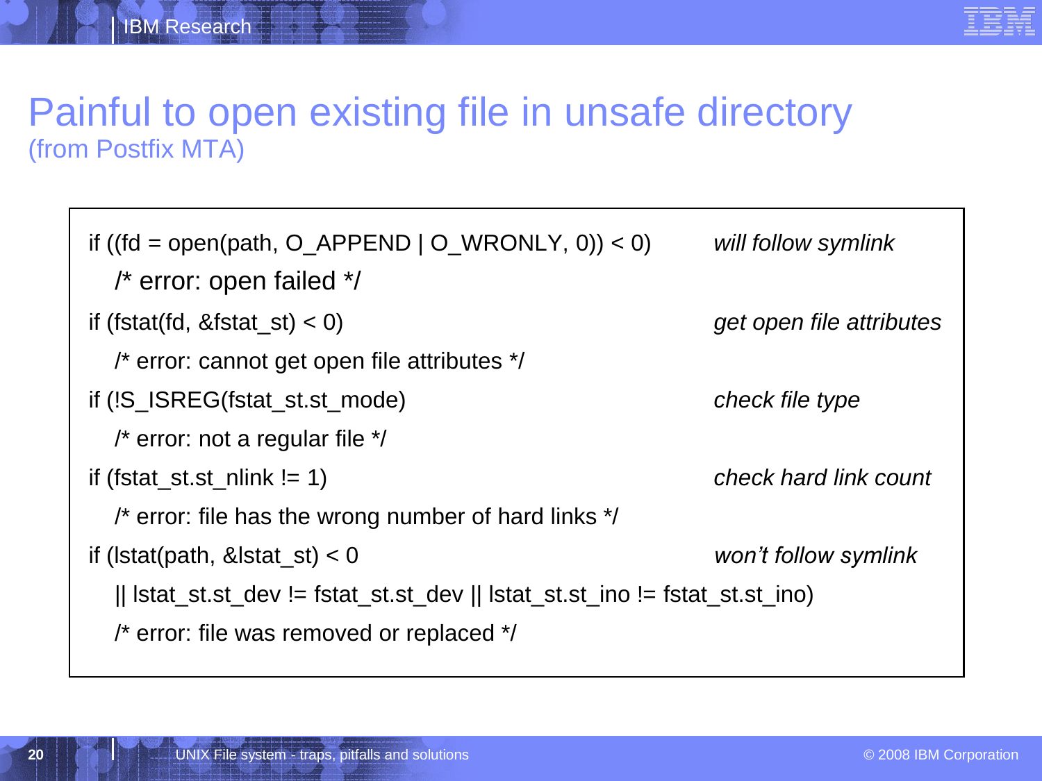# Painful to open existing file in unsafe directory
(from Postfix MTA)

| Code | Note |
| --- | --- |
| `if ((fd = open(path, O_APPEND \| O_WRONLY, 0)) < 0)` | *will follow symlink* |
| `    /* error: open failed */` | |
| `if (fstat(fd, &fstat_st) < 0)` | *get open file attributes* |
| `    /* error: cannot get open file attributes */` | |
| `if (!S_ISREG(fstat_st.st_mode)` | *check file type* |
| `    /* error: not a regular file */` | |
| `if (fstat_st.st_nlink != 1)` | *check hard link count* |
| `    /* error: file has the wrong number of hard links */` | |
| `if (lstat(path, &lstat_st) < 0` | *won't follow symlink* |
| `    \|\| lstat_st.st_dev != fstat_st.st_dev \|\| lstat_st.st_ino != fstat_st.st_ino)` | |
| `    /* error: file was removed or replaced */` | |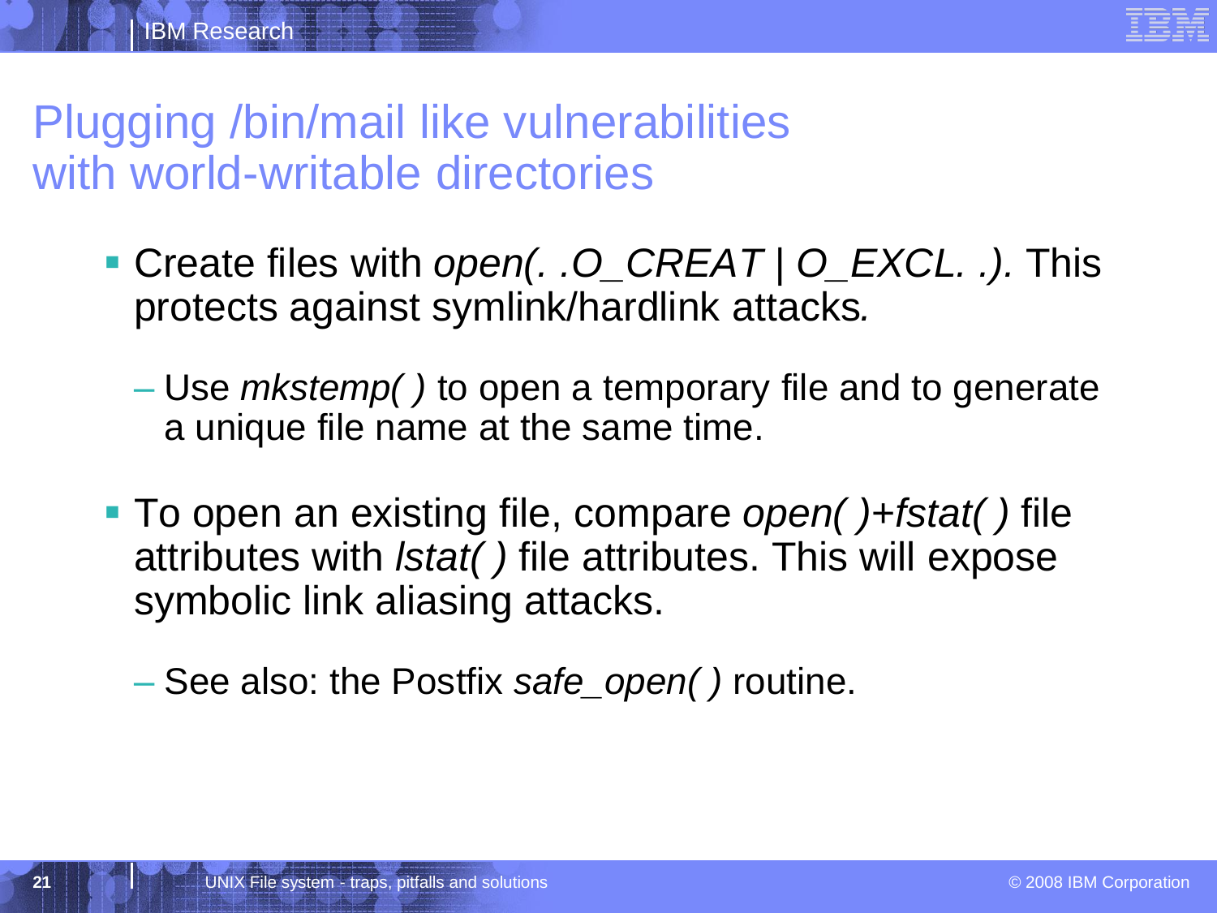# Plugging /bin/mail like vulnerabilities with world-writable directories

- Create files with *open(. .O_CREAT | O_EXCL. .).* This protects against symlink/hardlink attacks*.*
  - Use *mkstemp( )* to open a temporary file and to generate a unique file name at the same time.
- To open an existing file, compare *open( )+fstat( )* file attributes with *lstat( )* file attributes. This will expose symbolic link aliasing attacks.
  - See also: the Postfix *safe_open( )* routine.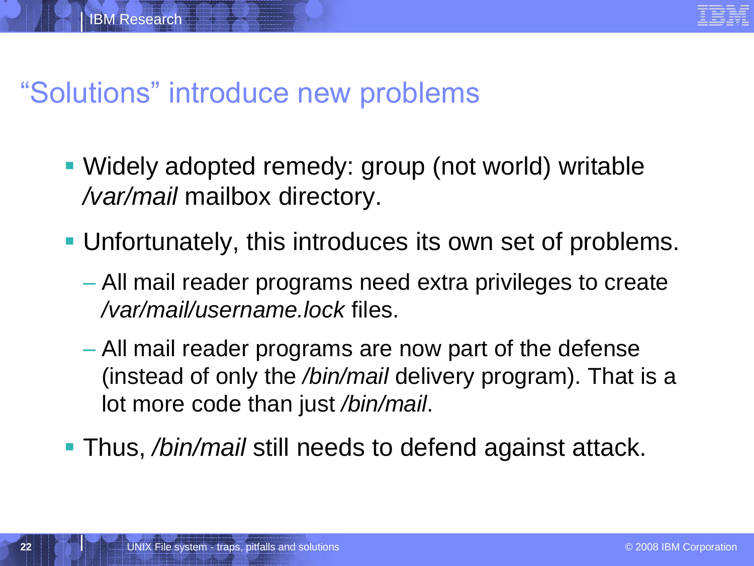# "Solutions" introduce new problems

- Widely adopted remedy: group (not world) writable */var/mail* mailbox directory.
- Unfortunately, this introduces its own set of problems.
  - All mail reader programs need extra privileges to create */var/mail/username.lock* files.
  - All mail reader programs are now part of the defense (instead of only the */bin/mail* delivery program). That is a lot more code than just */bin/mail*.
- Thus, */bin/mail* still needs to defend against attack.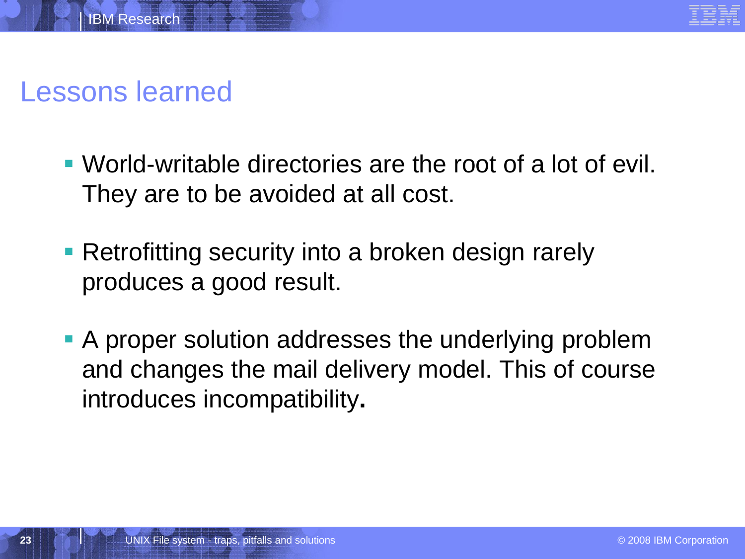# Lessons learned

- World-writable directories are the root of a lot of evil. They are to be avoided at all cost.
- Retrofitting security into a broken design rarely produces a good result.
- A proper solution addresses the underlying problem and changes the mail delivery model. This of course introduces incompatibility**.**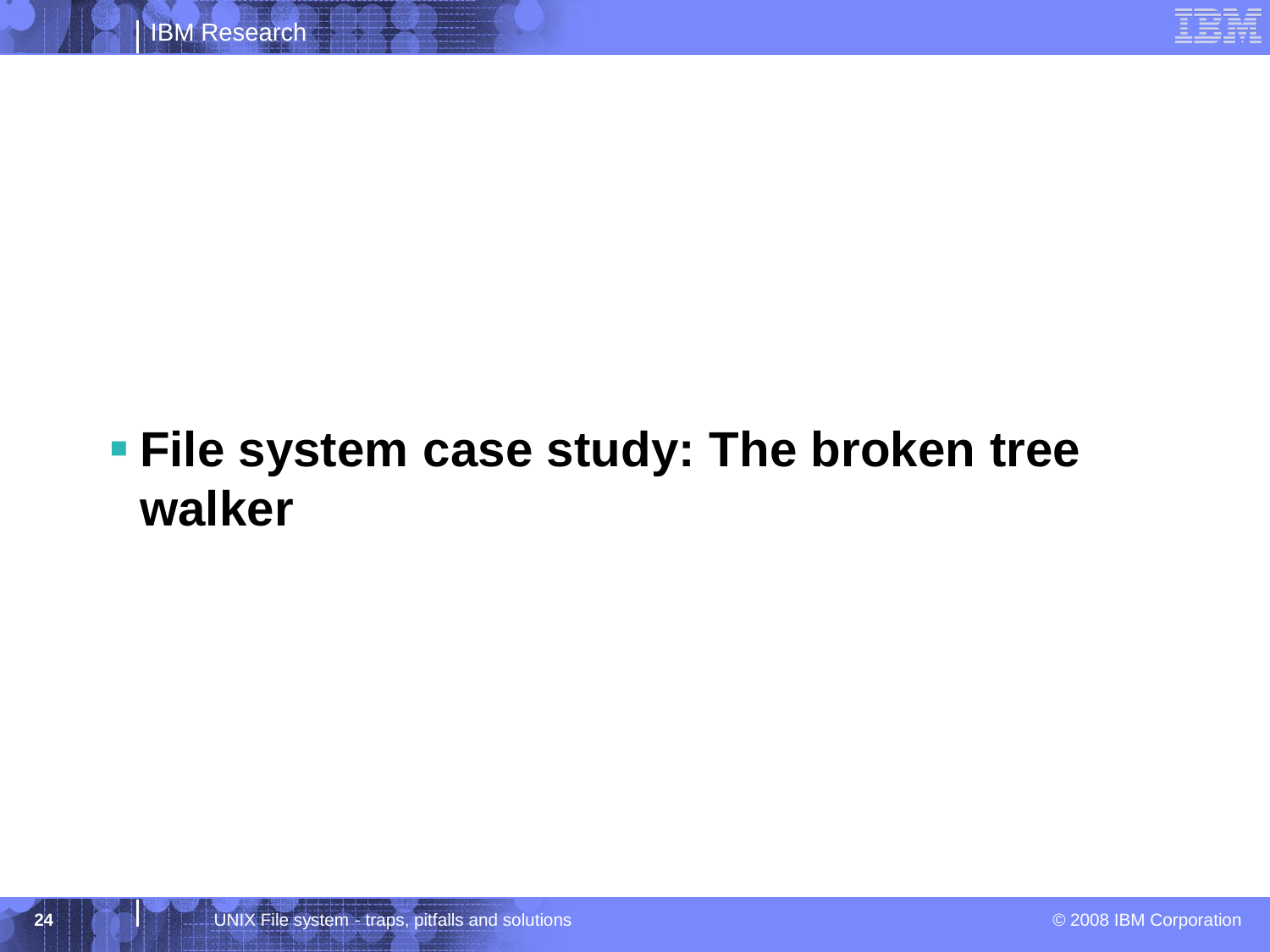- **File system case study: The broken tree walker**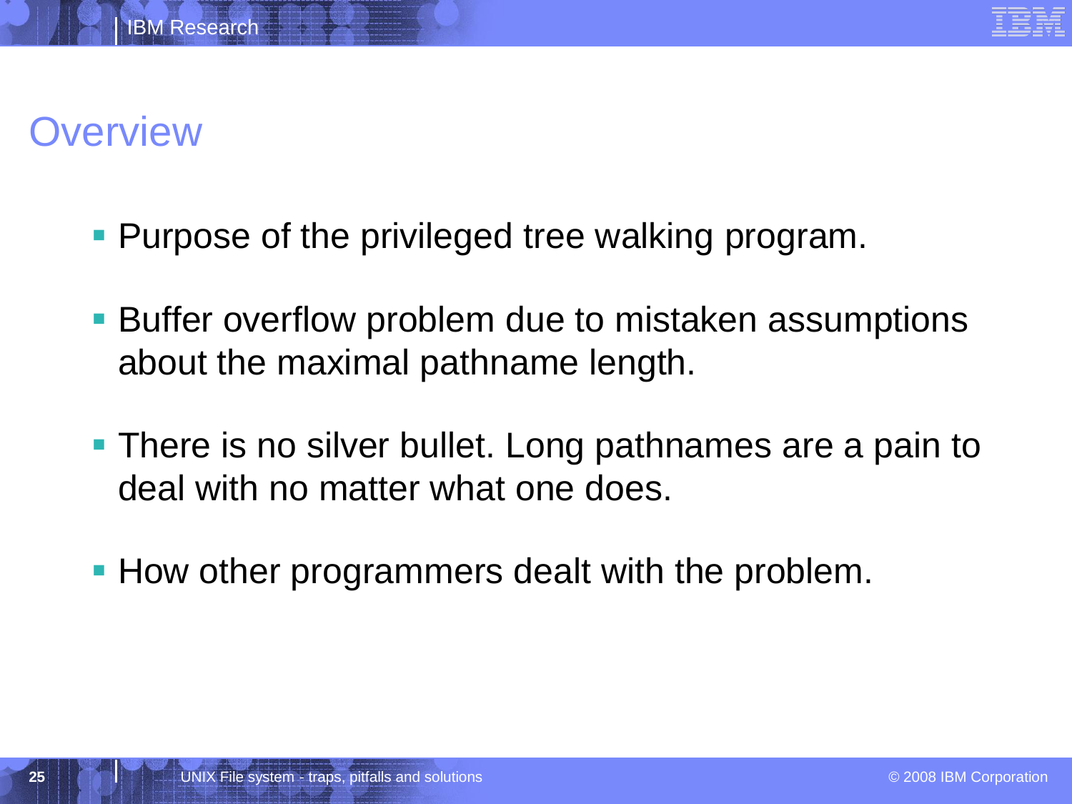# Overview

- Purpose of the privileged tree walking program.
- Buffer overflow problem due to mistaken assumptions about the maximal pathname length.
- There is no silver bullet. Long pathnames are a pain to deal with no matter what one does.
- How other programmers dealt with the problem.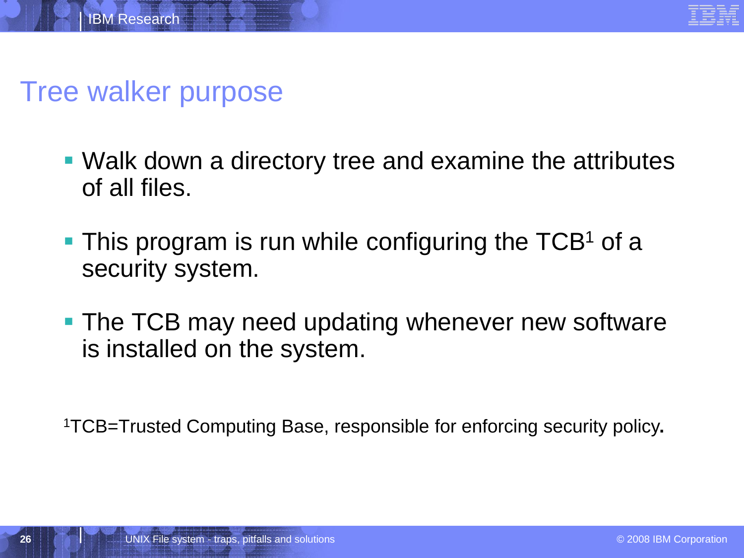# Tree walker purpose

- Walk down a directory tree and examine the attributes of all files.
- This program is run while configuring the TCB[1] of a security system.
- The TCB may need updating whenever new software is installed on the system.

[1]TCB=Trusted Computing Base, responsible for enforcing security policy.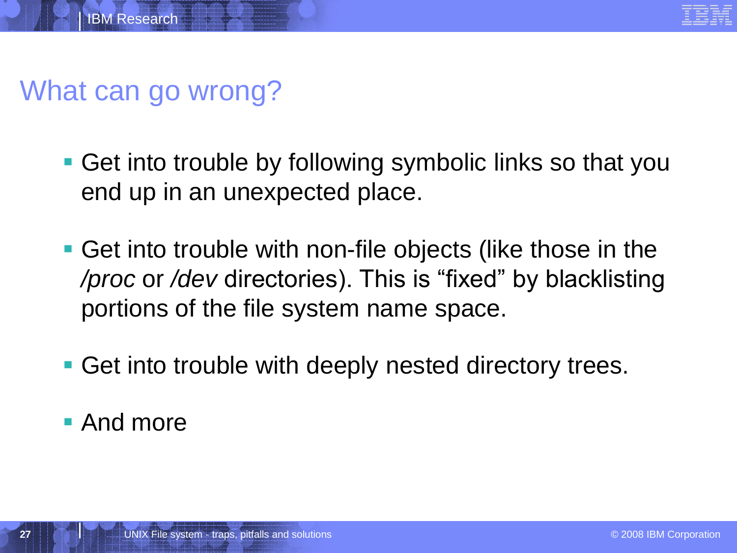# What can go wrong?

- Get into trouble by following symbolic links so that you end up in an unexpected place.
- Get into trouble with non-file objects (like those in the */proc* or */dev* directories). This is “fixed” by blacklisting portions of the file system name space.
- Get into trouble with deeply nested directory trees.
- And more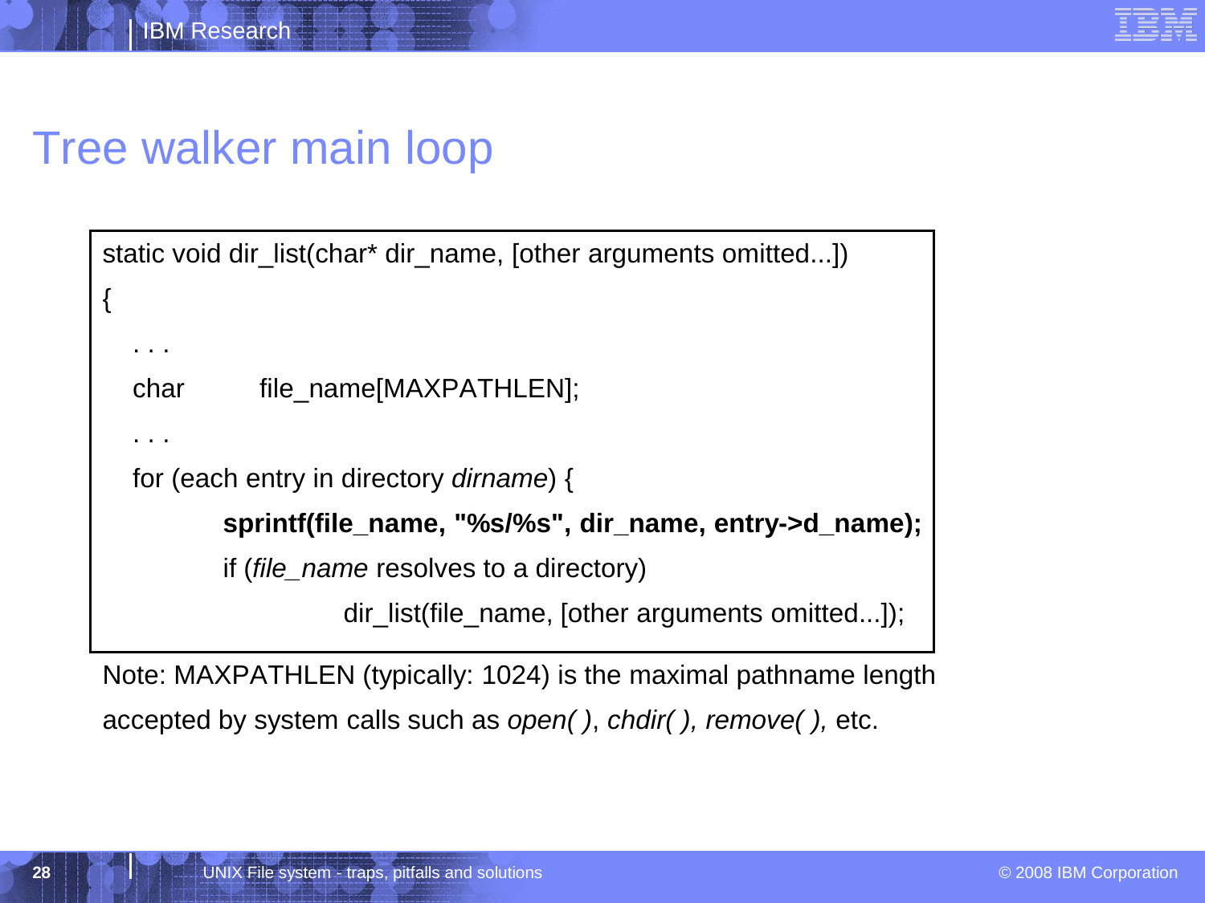# Tree walker main loop

```
static void dir_list(char* dir_name, [other arguments omitted...])
{
   . . .
   char        file_name[MAXPATHLEN];
   . . .
   for (each entry in directory dirname) {
           sprintf(file_name, "%s/%s", dir_name, entry->d_name);
           if (file_name resolves to a directory)
                       dir_list(file_name, [other arguments omitted...]);
```

Note: MAXPATHLEN (typically: 1024) is the maximal pathname length accepted by system calls such as *open( )*, *chdir( ), remove( ),* etc.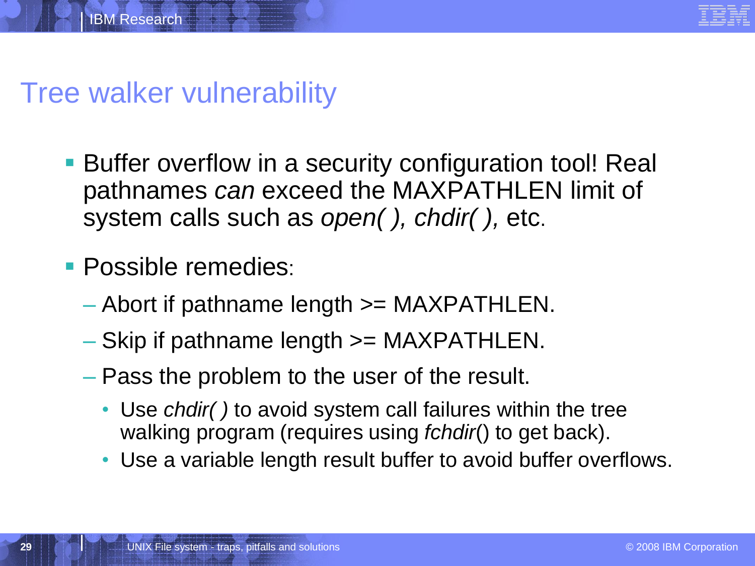# Tree walker vulnerability

- Buffer overflow in a security configuration tool! Real pathnames *can* exceed the MAXPATHLEN limit of system calls such as *open( ), chdir( ),* etc.
- Possible remedies:
  - Abort if pathname length >= MAXPATHLEN.
  - Skip if pathname length >= MAXPATHLEN.
  - Pass the problem to the user of the result.
    - Use *chdir( )* to avoid system call failures within the tree walking program (requires using *fchdir*() to get back).
    - Use a variable length result buffer to avoid buffer overflows.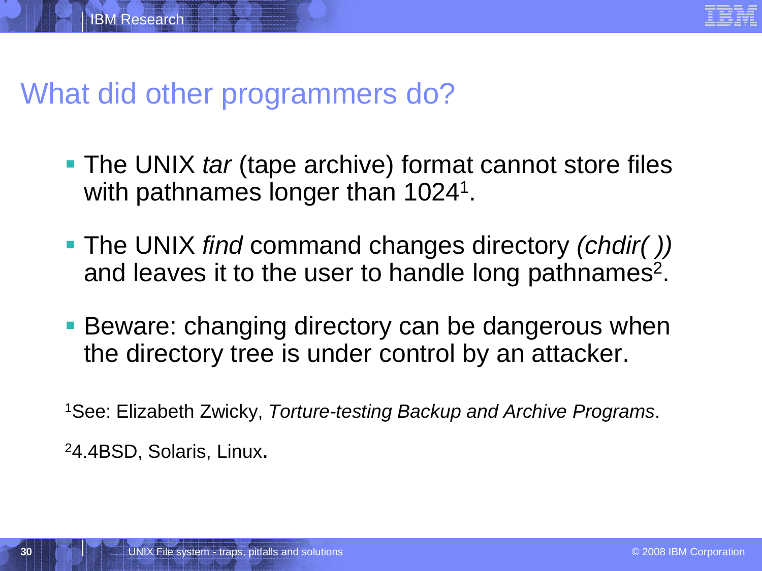# What did other programmers do?

- The UNIX *tar* (tape archive) format cannot store files with pathnames longer than 1024[1].
- The UNIX *find* command changes directory *(chdir( ))* and leaves it to the user to handle long pathnames[2].
- Beware: changing directory can be dangerous when the directory tree is under control by an attacker.

[1]See: Elizabeth Zwicky, *Torture-testing Backup and Archive Programs*.

[2]4.4BSD, Solaris, Linux.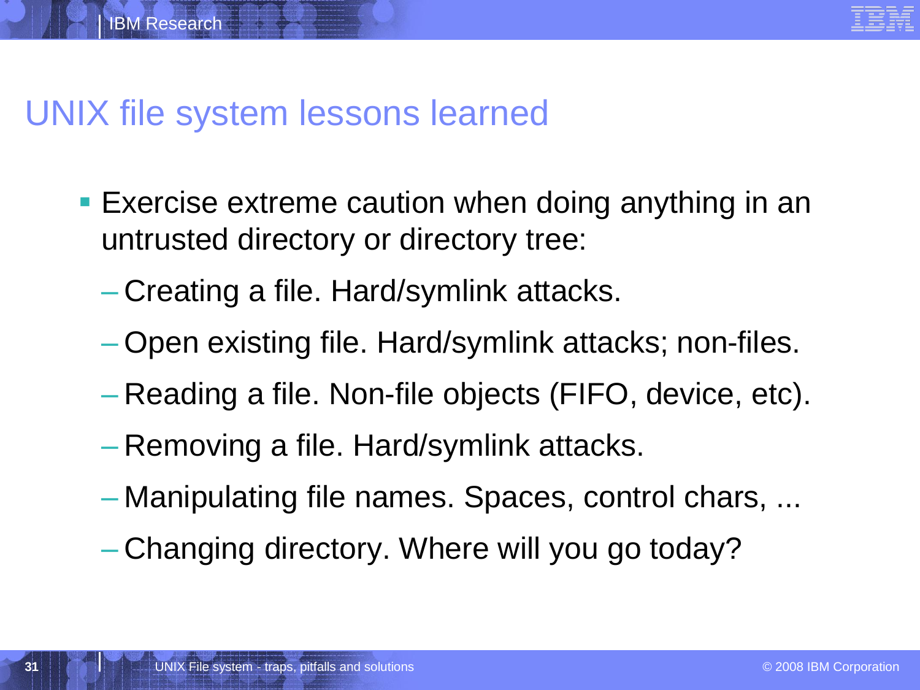# UNIX file system lessons learned

- Exercise extreme caution when doing anything in an untrusted directory or directory tree:
  - Creating a file. Hard/symlink attacks.
  - Open existing file. Hard/symlink attacks; non-files.
  - Reading a file. Non-file objects (FIFO, device, etc).
  - Removing a file. Hard/symlink attacks.
  - Manipulating file names. Spaces, control chars, ...
  - Changing directory. Where will you go today?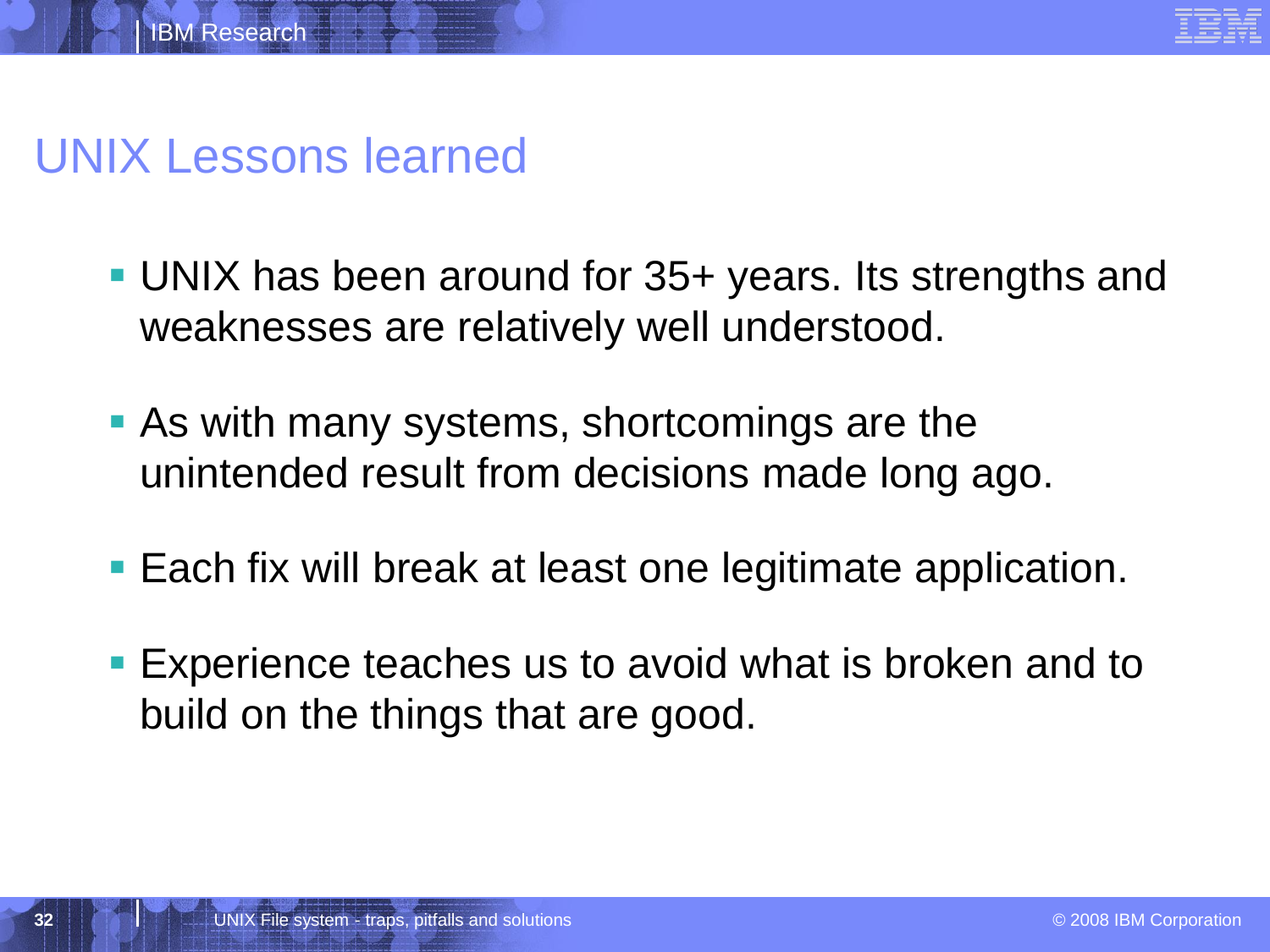# UNIX Lessons learned

- UNIX has been around for 35+ years. Its strengths and weaknesses are relatively well understood.
- As with many systems, shortcomings are the unintended result from decisions made long ago.
- Each fix will break at least one legitimate application.
- Experience teaches us to avoid what is broken and to build on the things that are good.